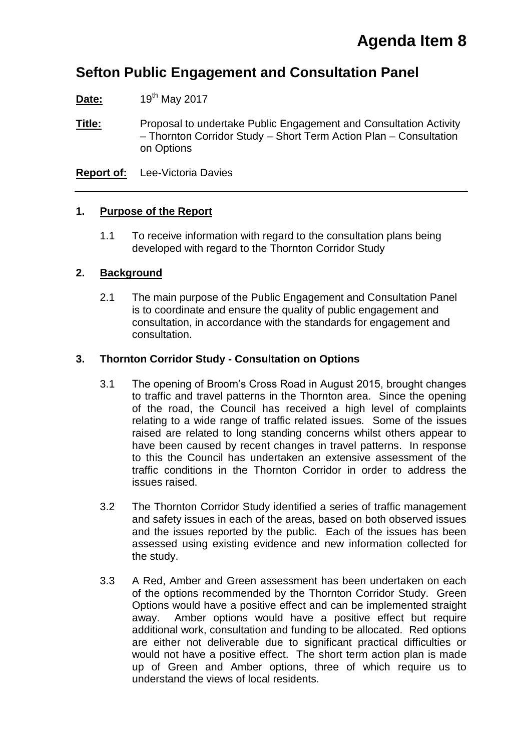# Agenda Item 8

## Sefton Public Engagement and Consultation Panel

**Date:** 19th May 2017

**Title:** Proposal to undertake Public Engagement and Consultation Activity – Thornton Corridor Study – Short Term Action Plan – Consultation on Options

**Report of:** Lee-Victoria Davies

---

### 1. Purpose of the Report

1.1 To receive information with regard to the consultation plans being developed with regard to the Thornton Corridor Study

### 2. Background

2.1 The main purpose of the Public Engagement and Consultation Panel is to coordinate and ensure the quality of public engagement and consultation, in accordance with the standards for engagement and consultation.

### 3. Thornton Corridor Study - Consultation on Options

3.1 The opening of Broom's Cross Road in August 2015, brought changes to traffic and travel patterns in the Thornton area. Since the opening of the road, the Council has received a high level of complaints relating to a wide range of traffic related issues. Some of the issues raised are related to long standing concerns whilst others appear to have been caused by recent changes in travel patterns. In response to this the Council has undertaken an extensive assessment of the traffic conditions in the Thornton Corridor in order to address the issues raised.

3.2 The Thornton Corridor Study identified a series of traffic management and safety issues in each of the areas, based on both observed issues and the issues reported by the public. Each of the issues has been assessed using existing evidence and new information collected for the study.

3.3 A Red, Amber and Green assessment has been undertaken on each of the options recommended by the Thornton Corridor Study. Green Options would have a positive effect and can be implemented straight away. Amber options would have a positive effect but require additional work, consultation and funding to be allocated. Red options are either not deliverable due to significant practical difficulties or would not have a positive effect. The short term action plan is made up of Green and Amber options, three of which require us to understand the views of local residents.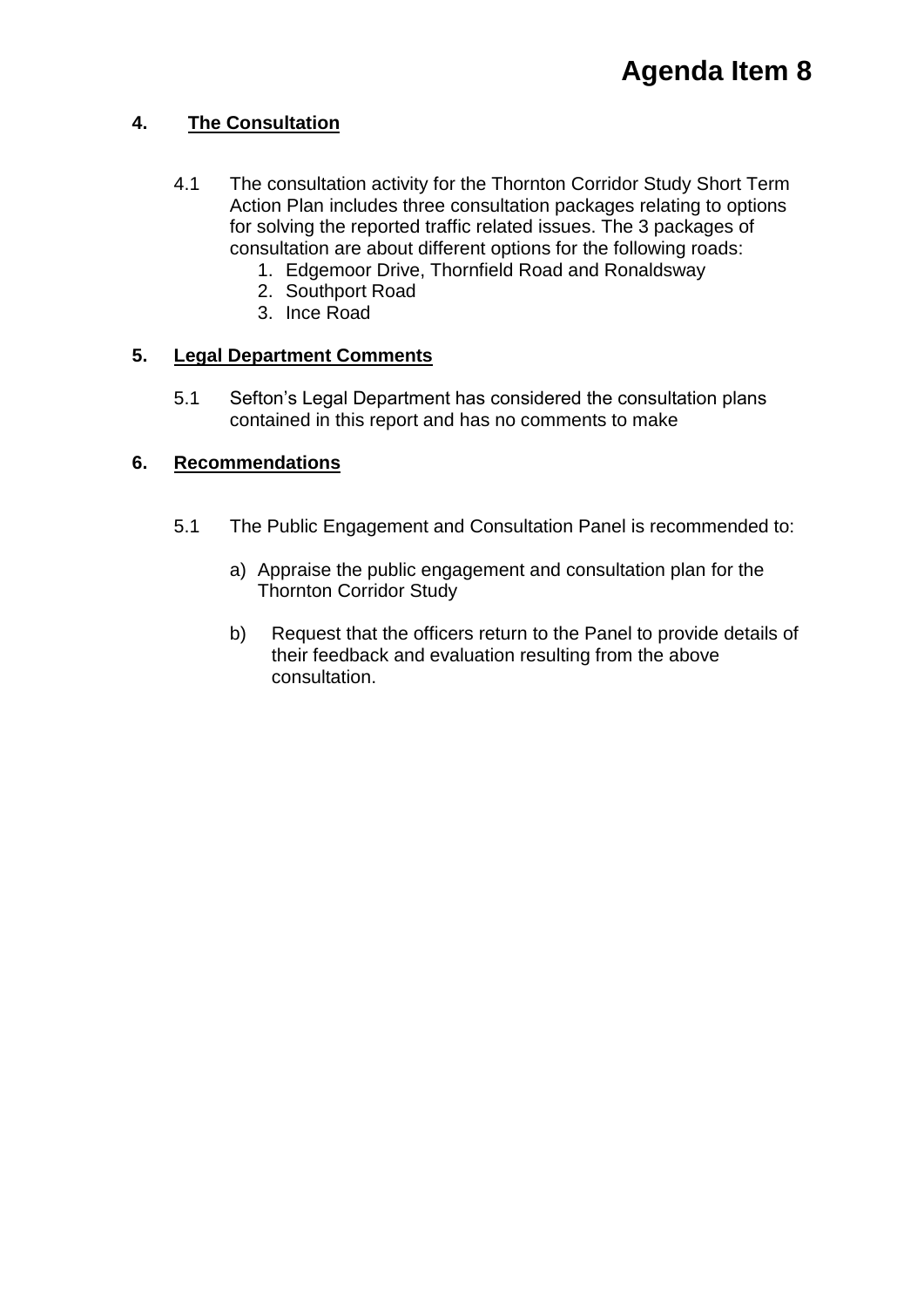# Agenda Item 8

## 4. The Consultation

4.1 The consultation activity for the Thornton Corridor Study Short Term Action Plan includes three consultation packages relating to options for solving the reported traffic related issues. The 3 packages of consultation are about different options for the following roads:

1. Edgemoor Drive, Thornfield Road and Ronaldsway
2. Southport Road
3. Ince Road

## 5. Legal Department Comments

5.1 Sefton's Legal Department has considered the consultation plans contained in this report and has no comments to make

## 6. Recommendations

5.1 The Public Engagement and Consultation Panel is recommended to:

a) Appraise the public engagement and consultation plan for the Thornton Corridor Study

b) Request that the officers return to the Panel to provide details of their feedback and evaluation resulting from the above consultation.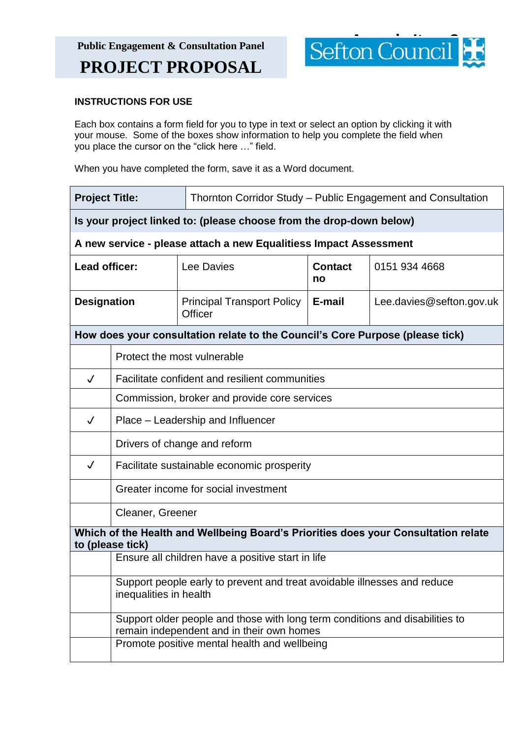**Public Engagement & Consultation Panel**

# PROJECT PROPOSAL

Sefton Council

**INSTRUCTIONS FOR USE**

Each box contains a form field for you to type in text or select an option by clicking it with your mouse. Some of the boxes show information to help you complete the field when you place the cursor on the "click here …" field.

When you have completed the form, save it as a Word document.

| **Project Title:** | Thornton Corridor Study – Public Engagement and Consultation | | |
|---|---|---|---|
| **Is your project linked to: (please choose from the drop-down below)** | | | |
| **A new service - please attach a new Equalitiess Impact Assessment** | | | |
| **Lead officer:** | Lee Davies | **Contact no** | 0151 934 4668 |
| **Designation** | Principal Transport Policy Officer | **E-mail** | Lee.davies@sefton.gov.uk |

| **How does your consultation relate to the Council's Core Purpose (please tick)** | |
|---|---|
| | Protect the most vulnerable |
| ✓ | Facilitate confident and resilient communities |
| | Commission, broker and provide core services |
| ✓ | Place – Leadership and Influencer |
| | Drivers of change and reform |
| ✓ | Facilitate sustainable economic prosperity |
| | Greater income for social investment |
| | Cleaner, Greener |

| **Which of the Health and Wellbeing Board's Priorities does your Consultation relate to (please tick)** | |
|---|---|
| | Ensure all children have a positive start in life |
| | Support people early to prevent and treat avoidable illnesses and reduce inequalities in health |
| | Support older people and those with long term conditions and disabilities to remain independent and in their own homes |
| | Promote positive mental health and wellbeing |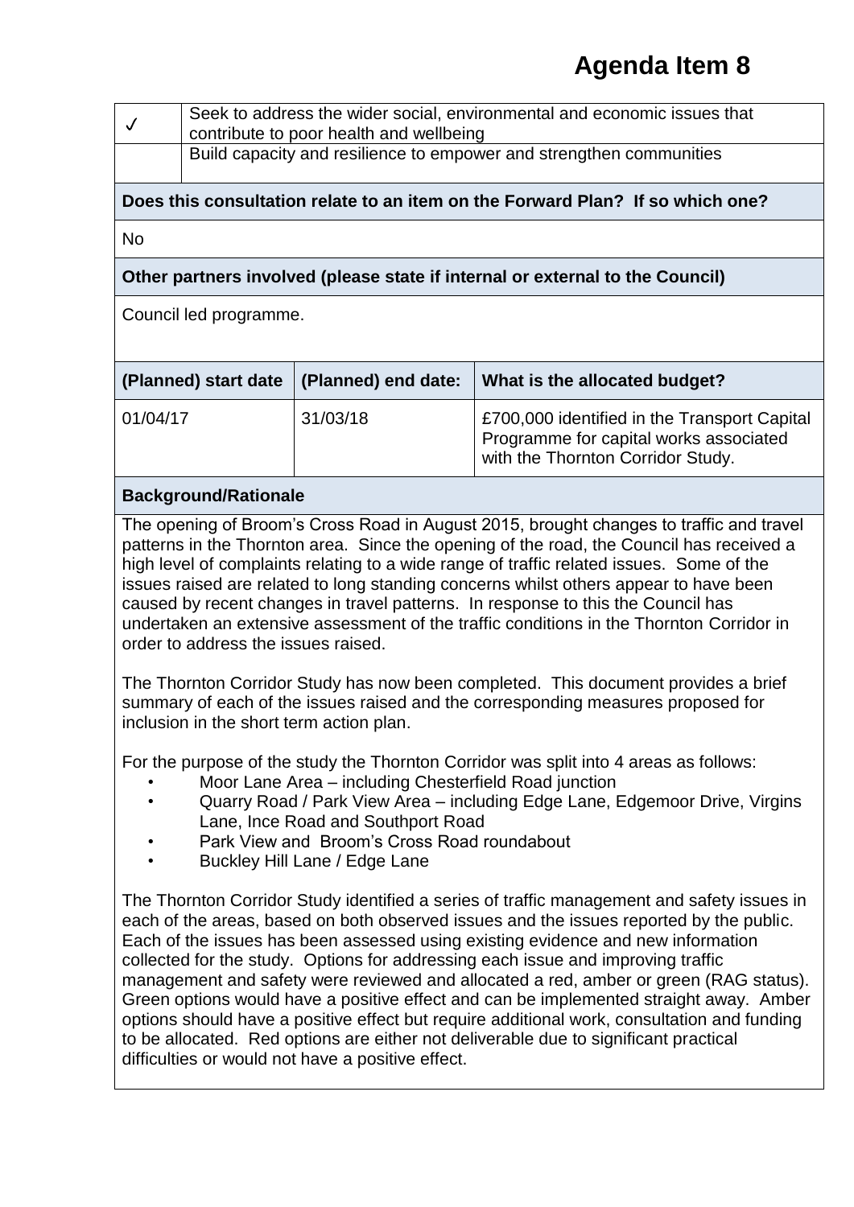# Agenda Item 8

| | |
|---|---|
| ✓ | Seek to address the wider social, environmental and economic issues that contribute to poor health and wellbeing |
| | Build capacity and resilience to empower and strengthen communities |

**Does this consultation relate to an item on the Forward Plan? If so which one?**

No

**Other partners involved (please state if internal or external to the Council)**

Council led programme.

| (Planned) start date | (Planned) end date: | What is the allocated budget? |
|---|---|---|
| 01/04/17 | 31/03/18 | £700,000 identified in the Transport Capital Programme for capital works associated with the Thornton Corridor Study. |

**Background/Rationale**

The opening of Broom's Cross Road in August 2015, brought changes to traffic and travel patterns in the Thornton area. Since the opening of the road, the Council has received a high level of complaints relating to a wide range of traffic related issues. Some of the issues raised are related to long standing concerns whilst others appear to have been caused by recent changes in travel patterns. In response to this the Council has undertaken an extensive assessment of the traffic conditions in the Thornton Corridor in order to address the issues raised.

The Thornton Corridor Study has now been completed. This document provides a brief summary of each of the issues raised and the corresponding measures proposed for inclusion in the short term action plan.

For the purpose of the study the Thornton Corridor was split into 4 areas as follows:

- Moor Lane Area – including Chesterfield Road junction
- Quarry Road / Park View Area – including Edge Lane, Edgemoor Drive, Virgins Lane, Ince Road and Southport Road
- Park View and Broom's Cross Road roundabout
- Buckley Hill Lane / Edge Lane

The Thornton Corridor Study identified a series of traffic management and safety issues in each of the areas, based on both observed issues and the issues reported by the public. Each of the issues has been assessed using existing evidence and new information collected for the study. Options for addressing each issue and improving traffic management and safety were reviewed and allocated a red, amber or green (RAG status). Green options would have a positive effect and can be implemented straight away. Amber options should have a positive effect but require additional work, consultation and funding to be allocated. Red options are either not deliverable due to significant practical difficulties or would not have a positive effect.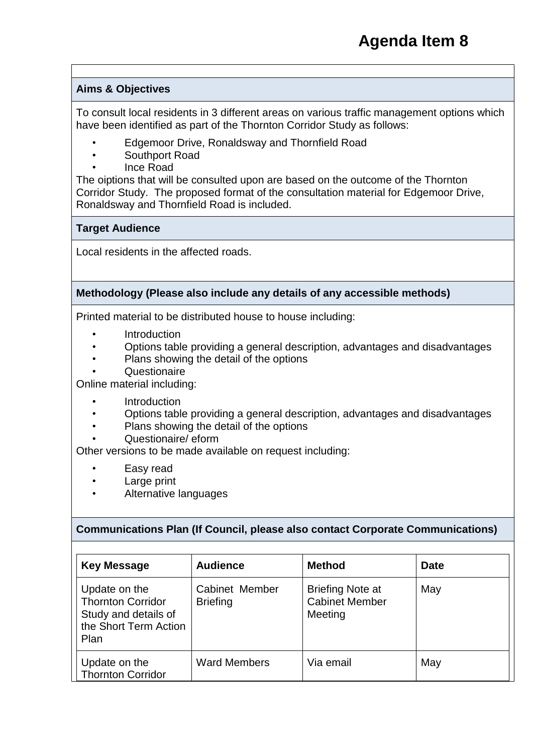# Agenda Item 8

**Aims & Objectives**

To consult local residents in 3 different areas on various traffic management options which have been identified as part of the Thornton Corridor Study as follows:

- Edgemoor Drive, Ronaldsway and Thornfield Road
- Southport Road
- Ince Road

The oiptions that will be consulted upon are based on the outcome of the Thornton Corridor Study. The proposed format of the consultation material for Edgemoor Drive, Ronaldsway and Thornfield Road is included.

**Target Audience**

Local residents in the affected roads.

**Methodology (Please also include any details of any accessible methods)**

Printed material to be distributed house to house including:

- Introduction
- Options table providing a general description, advantages and disadvantages
- Plans showing the detail of the options
- Questionaire

Online material including:

- Introduction
- Options table providing a general description, advantages and disadvantages
- Plans showing the detail of the options
- Questionaire/ eform

Other versions to be made available on request including:

- Easy read
- Large print
- Alternative languages

**Communications Plan (If Council, please also contact Corporate Communications)**

| Key Message | Audience | Method | Date |
|---|---|---|---|
| Update on the Thornton Corridor Study and details of the Short Term Action Plan | Cabinet Member Briefing | Briefing Note at Cabinet Member Meeting | May |
| Update on the Thornton Corridor | Ward Members | Via email | May |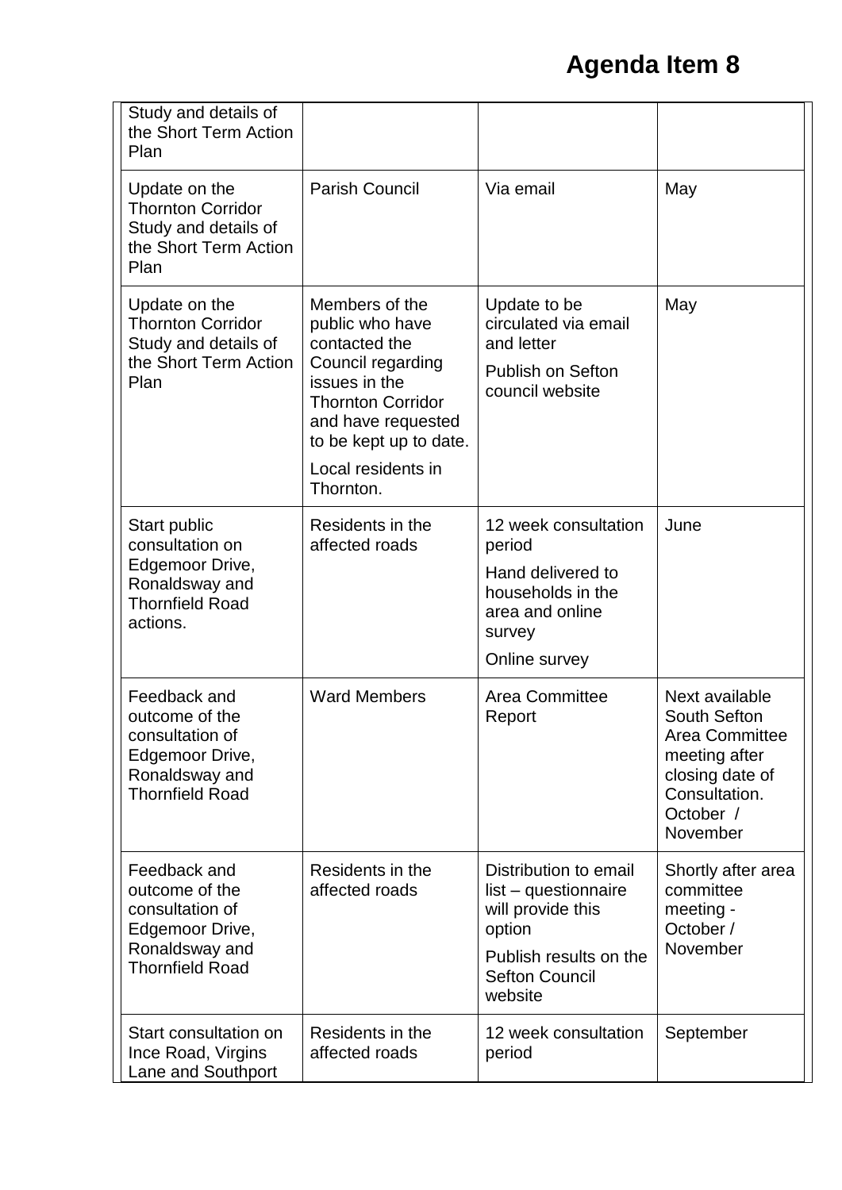# Agenda Item 8

| | | | |
|---|---|---|---|
| Study and details of the Short Term Action Plan | | | |
| Update on the Thornton Corridor Study and details of the Short Term Action Plan | Parish Council | Via email | May |
| Update on the Thornton Corridor Study and details of the Short Term Action Plan | Members of the public who have contacted the Council regarding issues in the Thornton Corridor and have requested to be kept up to date.<br><br>Local residents in Thornton. | Update to be circulated via email and letter<br><br>Publish on Sefton council website | May |
| Start public consultation on Edgemoor Drive, Ronaldsway and Thornfield Road actions. | Residents in the affected roads | 12 week consultation period<br><br>Hand delivered to households in the area and online survey<br><br>Online survey | June |
| Feedback and outcome of the consultation of Edgemoor Drive, Ronaldsway and Thornfield Road | Ward Members | Area Committee Report | Next available South Sefton Area Committee meeting after closing date of Consultation. October / November |
| Feedback and outcome of the consultation of Edgemoor Drive, Ronaldsway and Thornfield Road | Residents in the affected roads | Distribution to email list – questionnaire will provide this option<br><br>Publish results on the Sefton Council website | Shortly after area committee meeting - October / November |
| Start consultation on Ince Road, Virgins Lane and Southport | Residents in the affected roads | 12 week consultation period | September |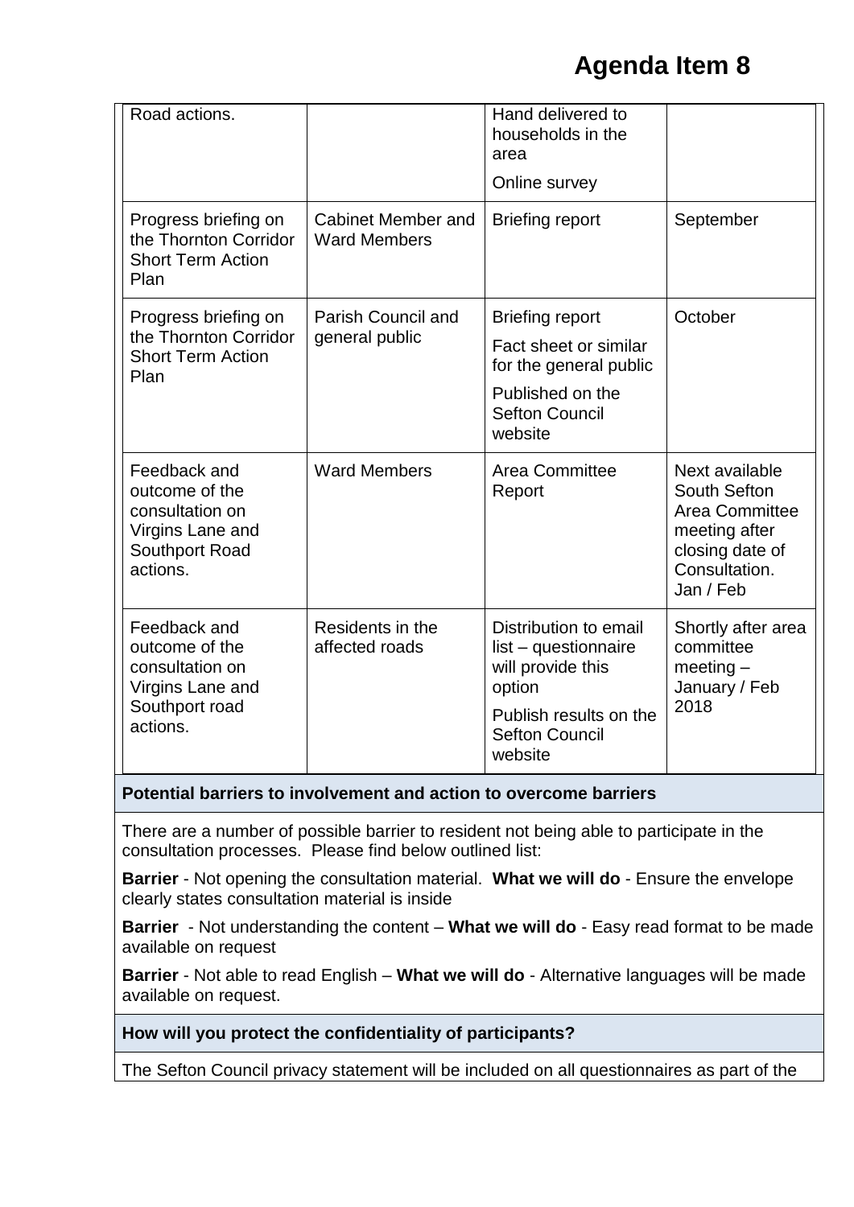# Agenda Item 8

| Road actions. | | Hand delivered to households in the area<br>Online survey | |
|---|---|---|---|
| Progress briefing on the Thornton Corridor Short Term Action Plan | Cabinet Member and Ward Members | Briefing report | September |
| Progress briefing on the Thornton Corridor Short Term Action Plan | Parish Council and general public | Briefing report<br>Fact sheet or similar for the general public<br>Published on the Sefton Council website | October |
| Feedback and outcome of the consultation on Virgins Lane and Southport Road actions. | Ward Members | Area Committee Report | Next available South Sefton Area Committee meeting after closing date of Consultation. Jan / Feb |
| Feedback and outcome of the consultation on Virgins Lane and Southport road actions. | Residents in the affected roads | Distribution to email list – questionnaire will provide this option<br>Publish results on the Sefton Council website | Shortly after area committee meeting – January / Feb 2018 |

**Potential barriers to involvement and action to overcome barriers**

There are a number of possible barrier to resident not being able to participate in the consultation processes. Please find below outlined list:

**Barrier** - Not opening the consultation material. **What we will do** - Ensure the envelope clearly states consultation material is inside

**Barrier** - Not understanding the content – **What we will do** - Easy read format to be made available on request

**Barrier** - Not able to read English – **What we will do** - Alternative languages will be made available on request.

**How will you protect the confidentiality of participants?**

The Sefton Council privacy statement will be included on all questionnaires as part of the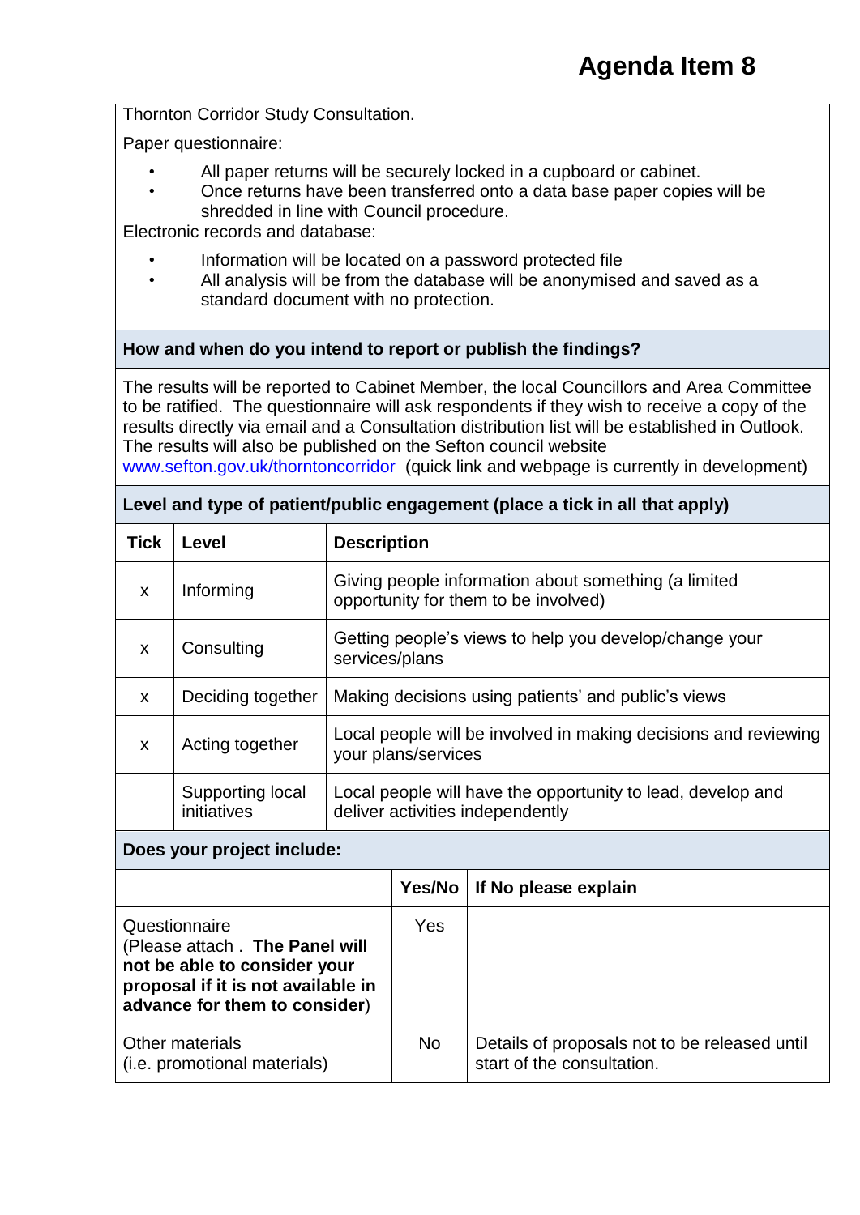# Agenda Item 8

Thornton Corridor Study Consultation.

Paper questionnaire:

- All paper returns will be securely locked in a cupboard or cabinet.
- Once returns have been transferred onto a data base paper copies will be shredded in line with Council procedure.

Electronic records and database:

- Information will be located on a password protected file
- All analysis will be from the database will be anonymised and saved as a standard document with no protection.

**How and when do you intend to report or publish the findings?**

The results will be reported to Cabinet Member, the local Councillors and Area Committee to be ratified. The questionnaire will ask respondents if they wish to receive a copy of the results directly via email and a Consultation distribution list will be established in Outlook. The results will also be published on the Sefton council website www.sefton.gov.uk/thorntoncorridor (quick link and webpage is currently in development)

**Level and type of patient/public engagement (place a tick in all that apply)**

| Tick | Level | Description |
|---|---|---|
| x | Informing | Giving people information about something (a limited opportunity for them to be involved) |
| x | Consulting | Getting people's views to help you develop/change your services/plans |
| x | Deciding together | Making decisions using patients' and public's views |
| x | Acting together | Local people will be involved in making decisions and reviewing your plans/services |
| | Supporting local initiatives | Local people will have the opportunity to lead, develop and deliver activities independently |

**Does your project include:**

| | Yes/No | If No please explain |
|---|---|---|
| Questionnaire (Please attach . **The Panel will not be able to consider your proposal if it is not available in advance for them to consider**) | Yes | |
| Other materials (i.e. promotional materials) | No | Details of proposals not to be released until start of the consultation. |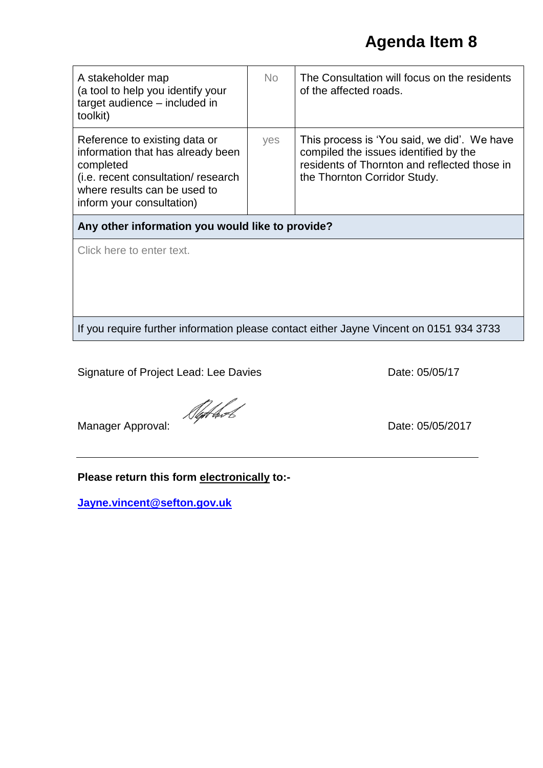# Agenda Item 8

| | | |
|---|---|---|
| A stakeholder map (a tool to help you identify your target audience – included in toolkit) | No | The Consultation will focus on the residents of the affected roads. |
| Reference to existing data or information that has already been completed (i.e. recent consultation/ research where results can be used to inform your consultation) | yes | This process is 'You said, we did'. We have compiled the issues identified by the residents of Thornton and reflected those in the Thornton Corridor Study. |
| **Any other information you would like to provide?** | | |
| Click here to enter text. | | |
| If you require further information please contact either Jayne Vincent on 0151 934 3733 | | |

Signature of Project Lead: Lee Davies Date: 05/05/17

Manager Approval: Date: 05/05/2017

---

**Please return this form electronically to:-**

**Jayne.vincent@sefton.gov.uk**